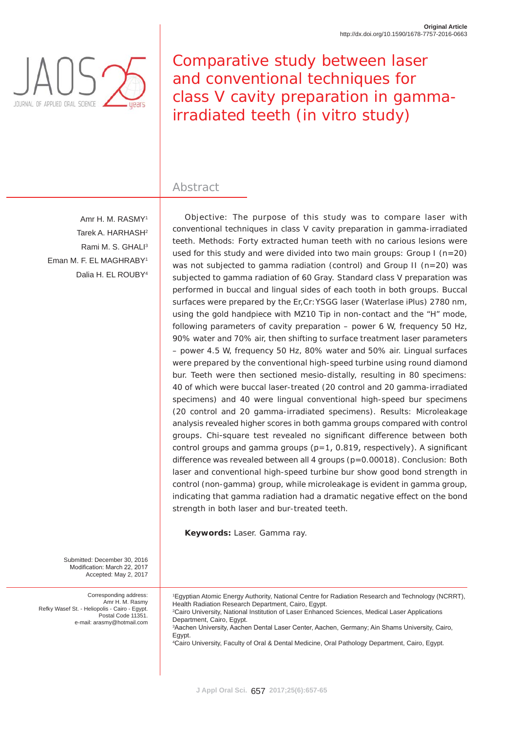Original Article
http://dx.doi.org/10.1590/1678-7757-2016-0663

# Comparative study between laser and conventional techniques for class V cavity preparation in gamma-irradiated teeth (in vitro study)

Amr H. M. RASMY[1]
Tarek A. HARHASH[2]
Rami M. S. GHALI[3]
Eman M. F. EL MAGHRABY[1]
Dalia H. EL ROUBY[4]

## Abstract

Objective: The purpose of this study was to compare laser with conventional techniques in class V cavity preparation in gamma-irradiated teeth. Methods: Forty extracted human teeth with no carious lesions were used for this study and were divided into two main groups: Group I (n=20) was not subjected to gamma radiation (control) and Group II (n=20) was subjected to gamma radiation of 60 Gray. Standard class V preparation was performed in buccal and lingual sides of each tooth in both groups. Buccal surfaces were prepared by the Er,Cr:YSGG laser (Waterlase iPlus) 2780 nm, using the gold handpiece with MZ10 Tip in non-contact and the "H" mode, following parameters of cavity preparation – power 6 W, frequency 50 Hz, 90% water and 70% air, then shifting to surface treatment laser parameters – power 4.5 W, frequency 50 Hz, 80% water and 50% air. Lingual surfaces were prepared by the conventional high-speed turbine using round diamond bur. Teeth were then sectioned mesio-distally, resulting in 80 specimens: 40 of which were buccal laser-treated (20 control and 20 gamma-irradiated specimens) and 40 were lingual conventional high-speed bur specimens (20 control and 20 gamma-irradiated specimens). Results: Microleakage analysis revealed higher scores in both gamma groups compared with control groups. Chi-square test revealed no significant difference between both control groups and gamma groups (p=1, 0.819, respectively). A significant difference was revealed between all 4 groups (p=0.00018). Conclusion: Both laser and conventional high-speed turbine bur show good bond strength in control (non-gamma) group, while microleakage is evident in gamma group, indicating that gamma radiation had a dramatic negative effect on the bond strength in both laser and bur-treated teeth.

**Keywords:** Laser. Gamma ray.

Submitted: December 30, 2016
Modification: March 22, 2017
Accepted: May 2, 2017

Corresponding address:
Amr H. M. Rasmy
Refky Wasef St. - Heliopolis - Cairo - Egypt.
Postal Code 11351.
e-mail: arasmy@hotmail.com

[1]Egyptian Atomic Energy Authority, National Centre for Radiation Research and Technology (NCRRT), Health Radiation Research Department, Cairo, Egypt.
[2]Cairo University, National Institution of Laser Enhanced Sciences, Medical Laser Applications Department, Cairo, Egypt.
[3]Aachen University, Aachen Dental Laser Center, Aachen, Germany; Ain Shams University, Cairo, Egypt.
[4]Cairo University, Faculty of Oral & Dental Medicine, Oral Pathology Department, Cairo, Egypt.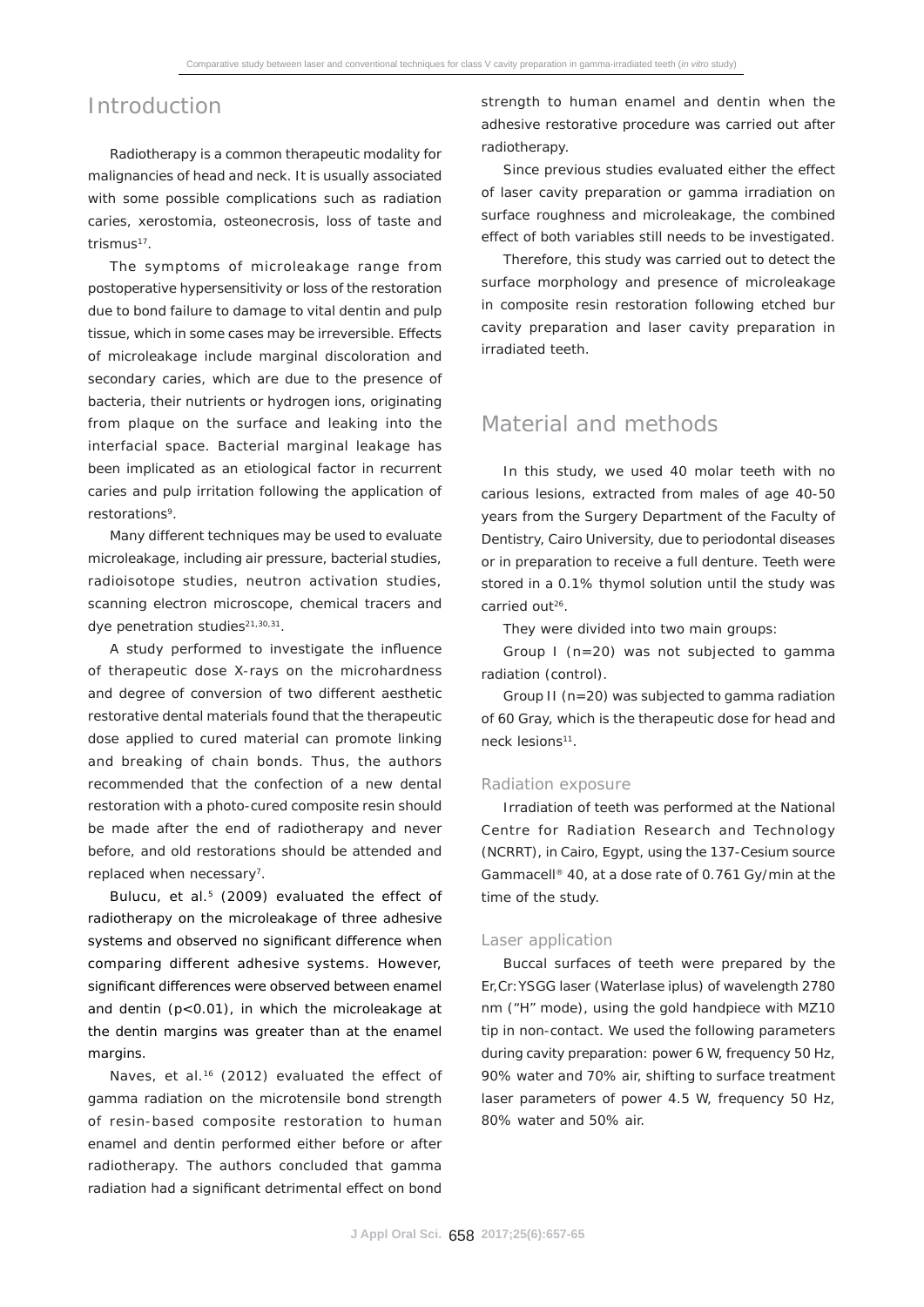## Introduction

Radiotherapy is a common therapeutic modality for malignancies of head and neck. It is usually associated with some possible complications such as radiation caries, xerostomia, osteonecrosis, loss of taste and trismus[17].

The symptoms of microleakage range from postoperative hypersensitivity or loss of the restoration due to bond failure to damage to vital dentin and pulp tissue, which in some cases may be irreversible. Effects of microleakage include marginal discoloration and secondary caries, which are due to the presence of bacteria, their nutrients or hydrogen ions, originating from plaque on the surface and leaking into the interfacial space. Bacterial marginal leakage has been implicated as an etiological factor in recurrent caries and pulp irritation following the application of restorations[9].

Many different techniques may be used to evaluate microleakage, including air pressure, bacterial studies, radioisotope studies, neutron activation studies, scanning electron microscope, chemical tracers and dye penetration studies[21,30,31].

A study performed to investigate the influence of therapeutic dose X-rays on the microhardness and degree of conversion of two different aesthetic restorative dental materials found that the therapeutic dose applied to cured material can promote linking and breaking of chain bonds. Thus, the authors recommended that the confection of a new dental restoration with a photo-cured composite resin should be made after the end of radiotherapy and never before, and old restorations should be attended and replaced when necessary[7].

Bulucu, et al.[5] (2009) evaluated the effect of radiotherapy on the microleakage of three adhesive systems and observed no significant difference when comparing different adhesive systems. However, significant differences were observed between enamel and dentin ($p<0.01$), in which the microleakage at the dentin margins was greater than at the enamel margins.

Naves, et al.[16] (2012) evaluated the effect of gamma radiation on the microtensile bond strength of resin-based composite restoration to human enamel and dentin performed either before or after radiotherapy. The authors concluded that gamma radiation had a significant detrimental effect on bond strength to human enamel and dentin when the adhesive restorative procedure was carried out after radiotherapy.

Since previous studies evaluated either the effect of laser cavity preparation or gamma irradiation on surface roughness and microleakage, the combined effect of both variables still needs to be investigated.

Therefore, this study was carried out to detect the surface morphology and presence of microleakage in composite resin restoration following etched bur cavity preparation and laser cavity preparation in irradiated teeth.

## Material and methods

In this study, we used 40 molar teeth with no carious lesions, extracted from males of age 40-50 years from the Surgery Department of the Faculty of Dentistry, Cairo University, due to periodontal diseases or in preparation to receive a full denture. Teeth were stored in a 0.1% thymol solution until the study was carried out[26].

They were divided into two main groups:

Group I (n=20) was not subjected to gamma radiation (control).

Group II (n=20) was subjected to gamma radiation of 60 Gray, which is the therapeutic dose for head and neck lesions[11].

### Radiation exposure

Irradiation of teeth was performed at the National Centre for Radiation Research and Technology (NCRRT), in Cairo, Egypt, using the 137-Cesium source Gammacell® 40, at a dose rate of 0.761 Gy/min at the time of the study.

### Laser application

Buccal surfaces of teeth were prepared by the Er,Cr:YSGG laser (Waterlase iplus) of wavelength 2780 nm ("H" mode), using the gold handpiece with MZ10 tip in non-contact. We used the following parameters during cavity preparation: power 6 W, frequency 50 Hz, 90% water and 70% air, shifting to surface treatment laser parameters of power 4.5 W, frequency 50 Hz, 80% water and 50% air.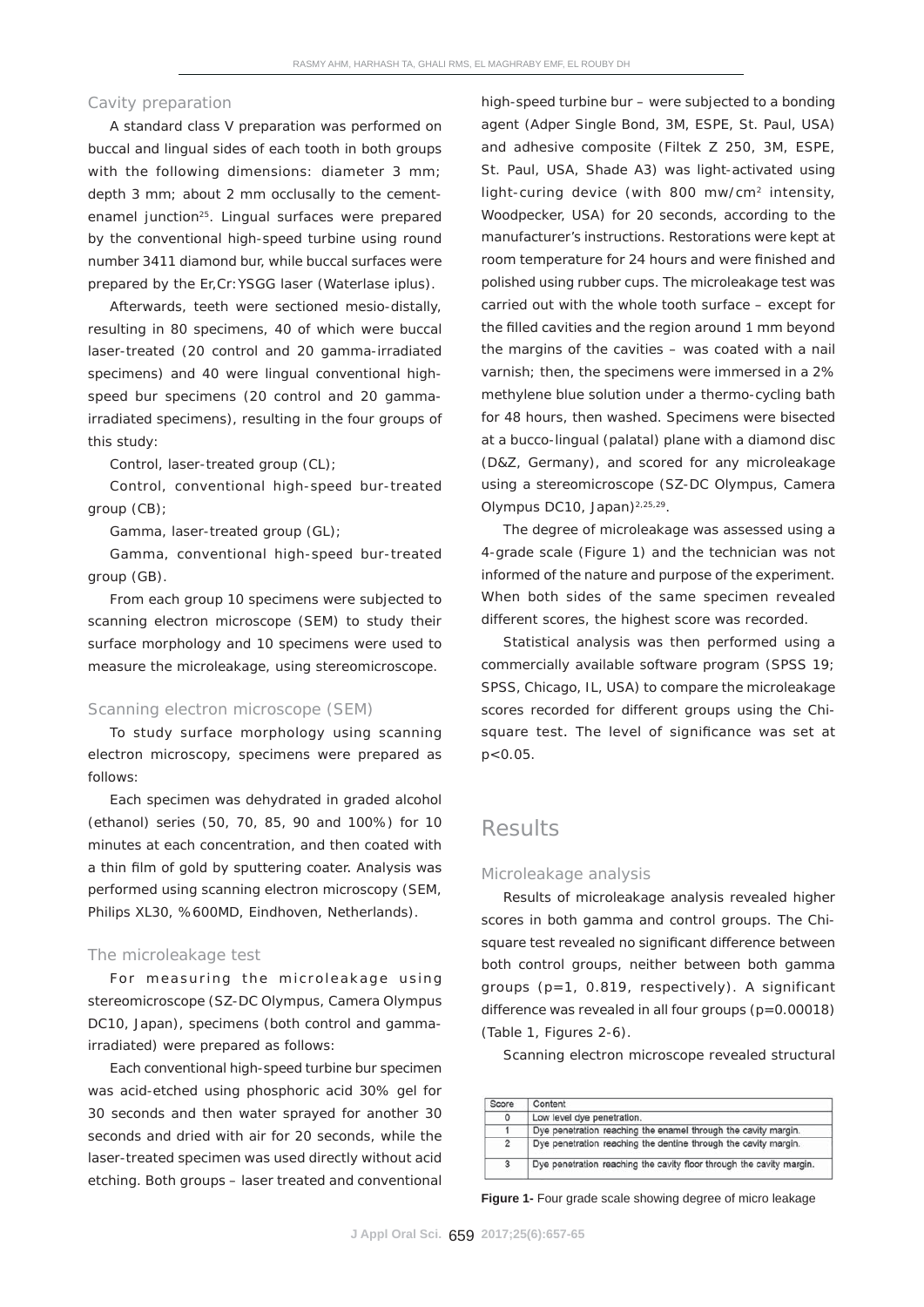### Cavity preparation

A standard class V preparation was performed on buccal and lingual sides of each tooth in both groups with the following dimensions: diameter 3 mm; depth 3 mm; about 2 mm occlusally to the cement-enamel junction[25]. Lingual surfaces were prepared by the conventional high-speed turbine using round number 3411 diamond bur, while buccal surfaces were prepared by the Er,Cr:YSGG laser (Waterlase iplus).

Afterwards, teeth were sectioned mesio-distally, resulting in 80 specimens, 40 of which were buccal laser-treated (20 control and 20 gamma-irradiated specimens) and 40 were lingual conventional high-speed bur specimens (20 control and 20 gamma-irradiated specimens), resulting in the four groups of this study:

Control, laser-treated group (CL);

Control, conventional high-speed bur-treated group (CB);

Gamma, laser-treated group (GL);

Gamma, conventional high-speed bur-treated group (GB).

From each group 10 specimens were subjected to scanning electron microscope (SEM) to study their surface morphology and 10 specimens were used to measure the microleakage, using stereomicroscope.

### Scanning electron microscope (SEM)

To study surface morphology using scanning electron microscopy, specimens were prepared as follows:

Each specimen was dehydrated in graded alcohol (ethanol) series (50, 70, 85, 90 and 100%) for 10 minutes at each concentration, and then coated with a thin film of gold by sputtering coater. Analysis was performed using scanning electron microscopy (SEM, Philips XL30, %600MD, Eindhoven, Netherlands).

### The microleakage test

For measuring the microleakage using stereomicroscope (SZ-DC Olympus, Camera Olympus DC10, Japan), specimens (both control and gamma-irradiated) were prepared as follows:

Each conventional high-speed turbine bur specimen was acid-etched using phosphoric acid 30% gel for 30 seconds and then water sprayed for another 30 seconds and dried with air for 20 seconds, while the laser-treated specimen was used directly without acid etching. Both groups – laser treated and conventional high-speed turbine bur – were subjected to a bonding agent (Adper Single Bond, 3M, ESPE, St. Paul, USA) and adhesive composite (Filtek Z 250, 3M, ESPE, St. Paul, USA, Shade A3) was light-activated using light-curing device (with 800 mw/cm$^2$ intensity, Woodpecker, USA) for 20 seconds, according to the manufacturer's instructions. Restorations were kept at room temperature for 24 hours and were finished and polished using rubber cups. The microleakage test was carried out with the whole tooth surface – except for the filled cavities and the region around 1 mm beyond the margins of the cavities – was coated with a nail varnish; then, the specimens were immersed in a 2% methylene blue solution under a thermo-cycling bath for 48 hours, then washed. Specimens were bisected at a bucco-lingual (palatal) plane with a diamond disc (D&Z, Germany), and scored for any microleakage using a stereomicroscope (SZ-DC Olympus, Camera Olympus DC10, Japan)[2,25,29].

The degree of microleakage was assessed using a 4-grade scale (Figure 1) and the technician was not informed of the nature and purpose of the experiment. When both sides of the same specimen revealed different scores, the highest score was recorded.

Statistical analysis was then performed using a commercially available software program (SPSS 19; SPSS, Chicago, IL, USA) to compare the microleakage scores recorded for different groups using the Chi-square test. The level of significance was set at $p<0.05$.

## Results

### Microleakage analysis

Results of microleakage analysis revealed higher scores in both gamma and control groups. The Chi-square test revealed no significant difference between both control groups, neither between both gamma groups ($p=1$, 0.819, respectively). A significant difference was revealed in all four groups ($p=0.00018$) (Table 1, Figures 2-6).

Scanning electron microscope revealed structural

| Score | Content |
|---|---|
| 0 | Low level dye penetration. |
| 1 | Dye penetration reaching the enamel through the cavity margin. |
| 2 | Dye penetration reaching the dentine through the cavity margin. |
| 3 | Dye penetration reaching the cavity floor through the cavity margin. |

**Figure 1-** Four grade scale showing degree of micro leakage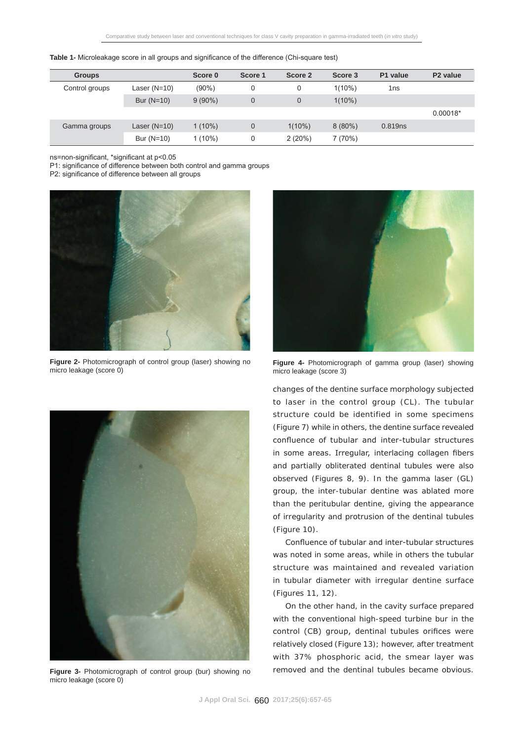**Table 1-** Microleakage score in all groups and significance of the difference (Chi-square test)

| Groups | | Score 0 | Score 1 | Score 2 | Score 3 | P1 value | P2 value |
|---|---|---|---|---|---|---|---|
| Control groups | Laser (N=10) | (90%) | 0 | 0 | 1(10%) | 1ns | |
| | Bur (N=10) | 9 (90%) | 0 | 0 | 1(10%) | | |
| | | | | | | | 0.00018* |
| Gamma groups | Laser (N=10) | 1 (10%) | 0 | 1(10%) | 8 (80%) | 0.819ns | |
| | Bur (N=10) | 1 (10%) | 0 | 2 (20%) | 7 (70%) | | |

ns=non-significant, *significant at p<0.05

P1: significance of difference between both control and gamma groups

P2: significance of difference between all groups

**Figure 2-** Photomicrograph of control group (laser) showing no micro leakage (score 0)

**Figure 3-** Photomicrograph of control group (bur) showing no micro leakage (score 0)

**Figure 4-** Photomicrograph of gamma group (laser) showing micro leakage (score 3)

changes of the dentine surface morphology subjected to laser in the control group (CL). The tubular structure could be identified in some specimens (Figure 7) while in others, the dentine surface revealed confluence of tubular and inter-tubular structures in some areas. Irregular, interlacing collagen fibers and partially obliterated dentinal tubules were also observed (Figures 8, 9). In the gamma laser (GL) group, the inter-tubular dentine was ablated more than the peritubular dentine, giving the appearance of irregularity and protrusion of the dentinal tubules (Figure 10).

Confluence of tubular and inter-tubular structures was noted in some areas, while in others the tubular structure was maintained and revealed variation in tubular diameter with irregular dentine surface (Figures 11, 12).

On the other hand, in the cavity surface prepared with the conventional high-speed turbine bur in the control (CB) group, dentinal tubules orifices were relatively closed (Figure 13); however, after treatment with 37% phosphoric acid, the smear layer was removed and the dentinal tubules became obvious.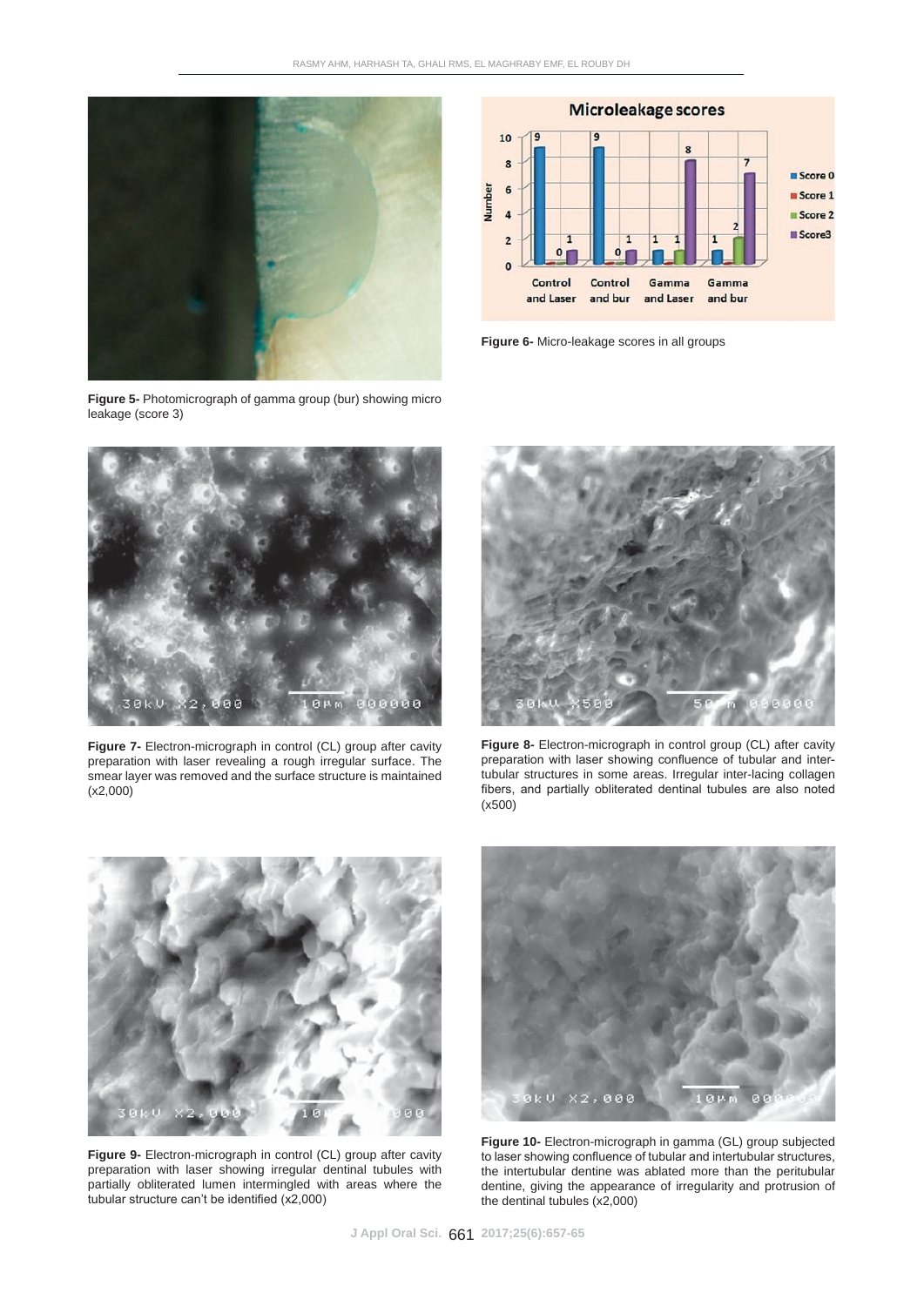Figure 5- Photomicrograph of gamma group (bur) showing micro leakage (score 3)

Figure 6- Micro-leakage scores in all groups

Figure 7- Electron-micrograph in control (CL) group after cavity preparation with laser revealing a rough irregular surface. The smear layer was removed and the surface structure is maintained (x2,000)

Figure 8- Electron-micrograph in control group (CL) after cavity preparation with laser showing confluence of tubular and inter-tubular structures in some areas. Irregular inter-lacing collagen fibers, and partially obliterated dentinal tubules are also noted (x500)

Figure 9- Electron-micrograph in control (CL) group after cavity preparation with laser showing irregular dentinal tubules with partially obliterated lumen intermingled with areas where the tubular structure can't be identified (x2,000)

Figure 10- Electron-micrograph in gamma (GL) group subjected to laser showing confluence of tubular and intertubular structures, the intertubular dentine was ablated more than the peritubular dentine, giving the appearance of irregularity and protrusion of the dentinal tubules (x2,000)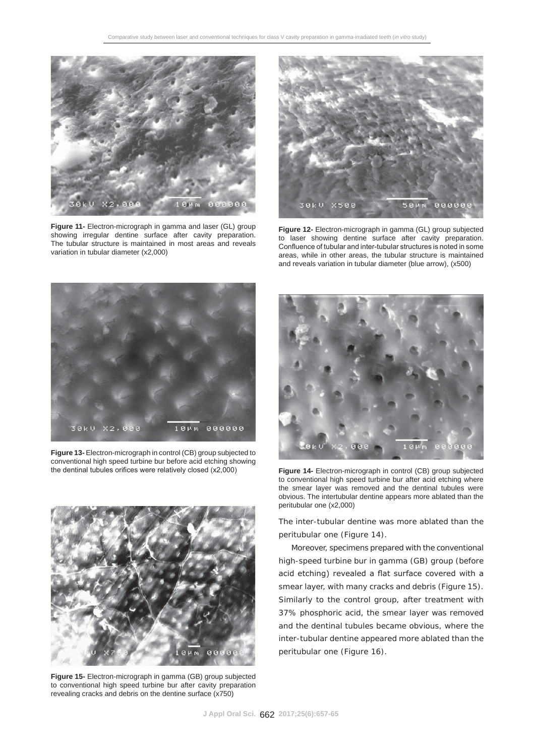**Figure 11-** Electron-micrograph in gamma and laser (GL) group showing irregular dentine surface after cavity preparation. The tubular structure is maintained in most areas and reveals variation in tubular diameter (x2,000)

**Figure 12-** Electron-micrograph in gamma (GL) group subjected to laser showing dentine surface after cavity preparation. Confluence of tubular and inter-tubular structures is noted in some areas, while in other areas, the tubular structure is maintained and reveals variation in tubular diameter (blue arrow), (x500)

**Figure 13-** Electron-micrograph in control (CB) group subjected to conventional high speed turbine bur before acid etching showing the dentinal tubules orifices were relatively closed (x2,000)

**Figure 14-** Electron-micrograph in control (CB) group subjected to conventional high speed turbine bur after acid etching where the smear layer was removed and the dentinal tubules were obvious. The intertubular dentine appears more ablated than the peritubular one (x2,000)

**Figure 15-** Electron-micrograph in gamma (GB) group subjected to conventional high speed turbine bur after cavity preparation revealing cracks and debris on the dentine surface (x750)

The inter-tubular dentine was more ablated than the peritubular one (Figure 14).

Moreover, specimens prepared with the conventional high-speed turbine bur in gamma (GB) group (before acid etching) revealed a flat surface covered with a smear layer, with many cracks and debris (Figure 15). Similarly to the control group, after treatment with 37% phosphoric acid, the smear layer was removed and the dentinal tubules became obvious, where the inter-tubular dentine appeared more ablated than the peritubular one (Figure 16).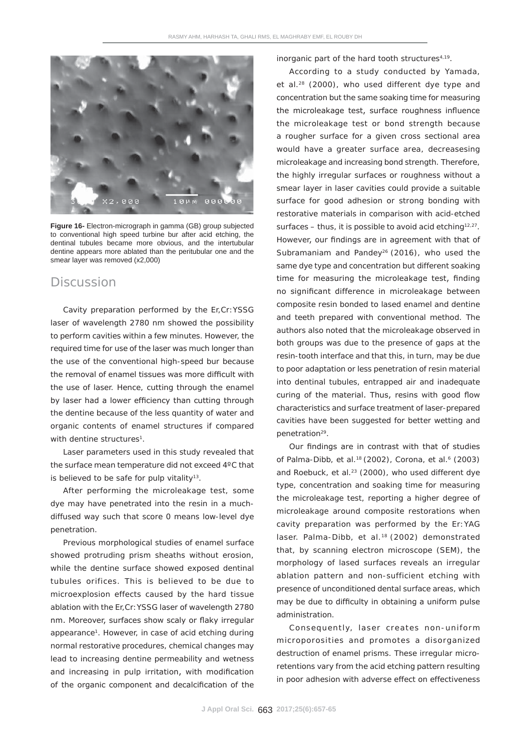**Figure 16-** Electron-micrograph in gamma (GB) group subjected to conventional high speed turbine bur after acid etching, the dentinal tubules became more obvious, and the intertubular dentine appears more ablated than the peritubular one and the smear layer was removed (x2,000)

## Discussion

Cavity preparation performed by the Er,Cr:YSSG laser of wavelength 2780 nm showed the possibility to perform cavities within a few minutes. However, the required time for use of the laser was much longer than the use of the conventional high-speed bur because the removal of enamel tissues was more difficult with the use of laser. Hence, cutting through the enamel by laser had a lower efficiency than cutting through the dentine because of the less quantity of water and organic contents of enamel structures if compared with dentine structures[1].

Laser parameters used in this study revealed that the surface mean temperature did not exceed 4ºC that is believed to be safe for pulp vitality[13].

After performing the microleakage test, some dye may have penetrated into the resin in a much-diffused way such that score 0 means low-level dye penetration.

Previous morphological studies of enamel surface showed protruding prism sheaths without erosion, while the dentine surface showed exposed dentinal tubules orifices. This is believed to be due to microexplosion effects caused by the hard tissue ablation with the Er,Cr:YSSG laser of wavelength 2780 nm. Moreover, surfaces show scaly or flaky irregular appearance[1]. However, in case of acid etching during normal restorative procedures, chemical changes may lead to increasing dentine permeability and wetness and increasing in pulp irritation, with modification of the organic component and decalcification of the inorganic part of the hard tooth structures[4,19].

According to a study conducted by Yamada, et al.[28] (2000), who used different dye type and concentration but the same soaking time for measuring the microleakage test, surface roughness influence the microleakage test or bond strength because a rougher surface for a given cross sectional area would have a greater surface area, decreasesing microleakage and increasing bond strength. Therefore, the highly irregular surfaces or roughness without a smear layer in laser cavities could provide a suitable surface for good adhesion or strong bonding with restorative materials in comparison with acid-etched surfaces – thus, it is possible to avoid acid etching[12,27]. However, our findings are in agreement with that of Subramaniam and Pandey[26] (2016), who used the same dye type and concentration but different soaking time for measuring the microleakage test, finding no significant difference in microleakage between composite resin bonded to lased enamel and dentine and teeth prepared with conventional method. The authors also noted that the microleakage observed in both groups was due to the presence of gaps at the resin-tooth interface and that this, in turn, may be due to poor adaptation or less penetration of resin material into dentinal tubules, entrapped air and inadequate curing of the material. Thus, resins with good flow characteristics and surface treatment of laser-prepared cavities have been suggested for better wetting and penetration[29].

Our findings are in contrast with that of studies of Palma-Dibb, et al.[18] (2002), Corona, et al.[6] (2003) and Roebuck, et al.[23] (2000), who used different dye type, concentration and soaking time for measuring the microleakage test, reporting a higher degree of microleakage around composite restorations when cavity preparation was performed by the Er:YAG laser. Palma-Dibb, et al.[18] (2002) demonstrated that, by scanning electron microscope (SEM), the morphology of lased surfaces reveals an irregular ablation pattern and non-sufficient etching with presence of unconditioned dental surface areas, which may be due to difficulty in obtaining a uniform pulse administration.

Consequently, laser creates non-uniform microporosities and promotes a disorganized destruction of enamel prisms. These irregular micro-retentions vary from the acid etching pattern resulting in poor adhesion with adverse effect on effectiveness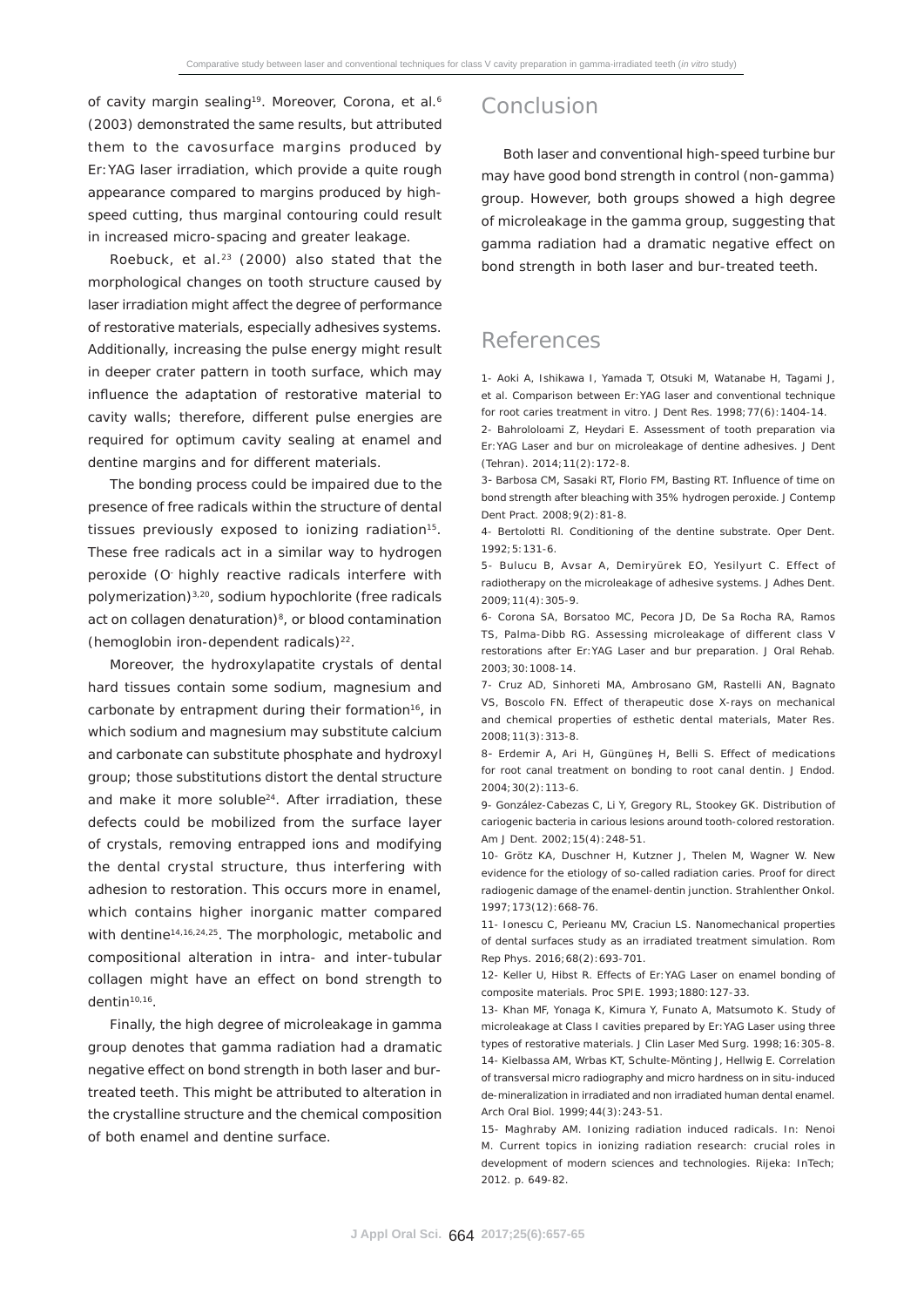of cavity margin sealing[19]. Moreover, Corona, et al.[6] (2003) demonstrated the same results, but attributed them to the cavosurface margins produced by Er:YAG laser irradiation, which provide a quite rough appearance compared to margins produced by high-speed cutting, thus marginal contouring could result in increased micro-spacing and greater leakage.

Roebuck, et al.[23] (2000) also stated that the morphological changes on tooth structure caused by laser irradiation might affect the degree of performance of restorative materials, especially adhesives systems. Additionally, increasing the pulse energy might result in deeper crater pattern in tooth surface, which may influence the adaptation of restorative material to cavity walls; therefore, different pulse energies are required for optimum cavity sealing at enamel and dentine margins and for different materials.

The bonding process could be impaired due to the presence of free radicals within the structure of dental tissues previously exposed to ionizing radiation[15]. These free radicals act in a similar way to hydrogen peroxide ($O^-$ highly reactive radicals interfere with polymerization)[3,20], sodium hypochlorite (free radicals act on collagen denaturation)[8], or blood contamination (hemoglobin iron-dependent radicals)[22].

Moreover, the hydroxylapatite crystals of dental hard tissues contain some sodium, magnesium and carbonate by entrapment during their formation[16], in which sodium and magnesium may substitute calcium and carbonate can substitute phosphate and hydroxyl group; those substitutions distort the dental structure and make it more soluble[24]. After irradiation, these defects could be mobilized from the surface layer of crystals, removing entrapped ions and modifying the dental crystal structure, thus interfering with adhesion to restoration. This occurs more in enamel, which contains higher inorganic matter compared with dentine[14,16,24,25]. The morphologic, metabolic and compositional alteration in intra- and inter-tubular collagen might have an effect on bond strength to dentin[10,16].

Finally, the high degree of microleakage in gamma group denotes that gamma radiation had a dramatic negative effect on bond strength in both laser and bur-treated teeth. This might be attributed to alteration in the crystalline structure and the chemical composition of both enamel and dentine surface.

## Conclusion

Both laser and conventional high-speed turbine bur may have good bond strength in control (non-gamma) group. However, both groups showed a high degree of microleakage in the gamma group, suggesting that gamma radiation had a dramatic negative effect on bond strength in both laser and bur-treated teeth.

## References

1- Aoki A, Ishikawa I, Yamada T, Otsuki M, Watanabe H, Tagami J, et al. Comparison between Er:YAG laser and conventional technique for root caries treatment in vitro. J Dent Res. 1998;77(6):1404-14.

2- Bahrololoami Z, Heydari E. Assessment of tooth preparation via Er:YAG Laser and bur on microleakage of dentine adhesives. J Dent (Tehran). 2014;11(2):172-8.

3- Barbosa CM, Sasaki RT, Florio FM, Basting RT. Influence of time on bond strength after bleaching with 35% hydrogen peroxide. J Contemp Dent Pract. 2008;9(2):81-8.

4- Bertolotti Rl. Conditioning of the dentine substrate. Oper Dent. 1992;5:131-6.

5- Bulucu B, Avsar A, Demiryürek EO, Yesilyurt C. Effect of radiotherapy on the microleakage of adhesive systems. J Adhes Dent. 2009;11(4):305-9.

6- Corona SA, Borsatoo MC, Pecora JD, De Sa Rocha RA, Ramos TS, Palma-Dibb RG. Assessing microleakage of different class V restorations after Er:YAG Laser and bur preparation. J Oral Rehab. 2003;30:1008-14.

7- Cruz AD, Sinhoreti MA, Ambrosano GM, Rastelli AN, Bagnato VS, Boscolo FN. Effect of therapeutic dose X-rays on mechanical and chemical properties of esthetic dental materials, Mater Res. 2008;11(3):313-8.

8- Erdemir A, Ari H, Güngüneş H, Belli S. Effect of medications for root canal treatment on bonding to root canal dentin. J Endod. 2004;30(2):113-6.

9- González-Cabezas C, Li Y, Gregory RL, Stookey GK. Distribution of cariogenic bacteria in carious lesions around tooth-colored restoration. Am J Dent. 2002;15(4):248-51.

10- Grötz KA, Duschner H, Kutzner J, Thelen M, Wagner W. New evidence for the etiology of so-called radiation caries. Proof for direct radiogenic damage of the enamel-dentin junction. Strahlenther Onkol. 1997;173(12):668-76.

11- Ionescu C, Perieanu MV, Craciun LS. Nanomechanical properties of dental surfaces study as an irradiated treatment simulation. Rom Rep Phys. 2016;68(2):693-701.

12- Keller U, Hibst R. Effects of Er:YAG Laser on enamel bonding of composite materials. Proc SPIE. 1993;1880:127-33.

13- Khan MF, Yonaga K, Kimura Y, Funato A, Matsumoto K. Study of microleakage at Class I cavities prepared by Er:YAG Laser using three types of restorative materials. J Clin Laser Med Surg. 1998;16:305-8.

14- Kielbassa AM, Wrbas KT, Schulte-Mönting J, Hellwig E. Correlation of transversal micro radiography and micro hardness on in situ-induced de-mineralization in irradiated and non irradiated human dental enamel. Arch Oral Biol. 1999;44(3):243-51.

15- Maghraby AM. Ionizing radiation induced radicals. In: Nenoi M. Current topics in ionizing radiation research: crucial roles in development of modern sciences and technologies. Rijeka: InTech; 2012. p. 649-82.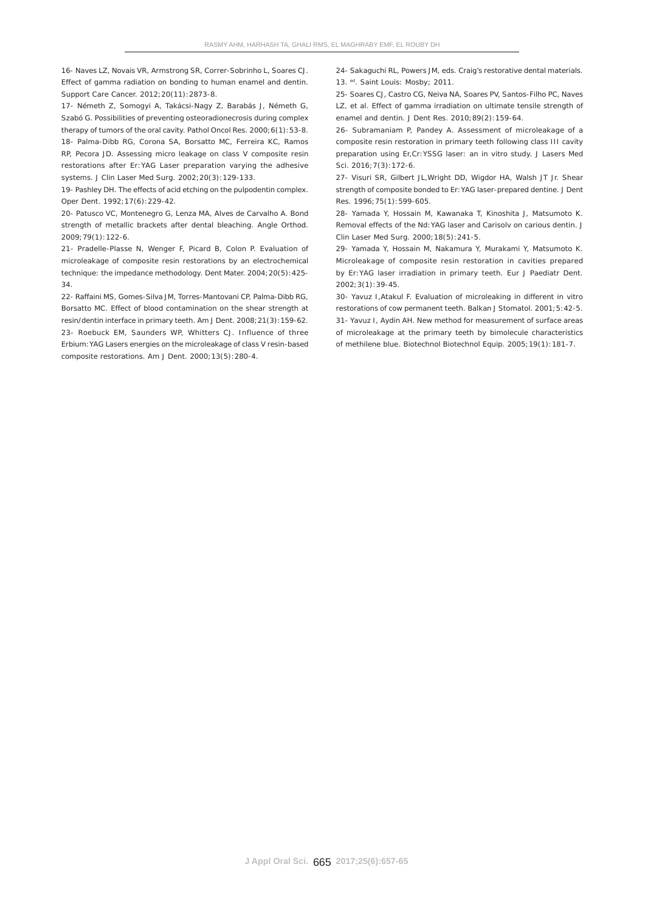16- Naves LZ, Novais VR, Armstrong SR, Correr-Sobrinho L, Soares CJ. Effect of gamma radiation on bonding to human enamel and dentin. Support Care Cancer. 2012;20(11):2873-8.

17- Németh Z, Somogyi A, Takácsi-Nagy Z, Barabás J, Németh G, Szabó G. Possibilities of preventing osteoradionecrosis during complex therapy of tumors of the oral cavity. Pathol Oncol Res. 2000;6(1):53-8.

18- Palma-Dibb RG, Corona SA, Borsatto MC, Ferreira KC, Ramos RP, Pecora JD. Assessing micro leakage on class V composite resin restorations after Er:YAG Laser preparation varying the adhesive systems. J Clin Laser Med Surg. 2002;20(3):129-133.

19- Pashley DH. The effects of acid etching on the pulpodentin complex. Oper Dent. 1992;17(6):229-42.

20- Patusco VC, Montenegro G, Lenza MA, Alves de Carvalho A. Bond strength of metallic brackets after dental bleaching. Angle Orthod. 2009;79(1):122-6.

21- Pradelle-Plasse N, Wenger F, Picard B, Colon P. Evaluation of microleakage of composite resin restorations by an electrochemical technique: the impedance methodology. Dent Mater. 2004;20(5):425-34.

22- Raffaini MS, Gomes-Silva JM, Torres-Mantovani CP, Palma-Dibb RG, Borsatto MC. Effect of blood contamination on the shear strength at resin/dentin interface in primary teeth. Am J Dent. 2008;21(3):159-62.

23- Roebuck EM, Saunders WP, Whitters CJ. Influence of three Erbium:YAG Lasers energies on the microleakage of class V resin-based composite restorations. Am J Dent. 2000;13(5):280-4.

24- Sakaguchi RL, Powers JM, eds. Craig's restorative dental materials. 13. ed. Saint Louis: Mosby; 2011.

25- Soares CJ, Castro CG, Neiva NA, Soares PV, Santos-Filho PC, Naves LZ, et al. Effect of gamma irradiation on ultimate tensile strength of enamel and dentin. J Dent Res. 2010;89(2):159-64.

26- Subramaniam P, Pandey A. Assessment of microleakage of a composite resin restoration in primary teeth following class III cavity preparation using Er,Cr:YSSG laser: an in vitro study. J Lasers Med Sci. 2016;7(3):172-6.

27- Visuri SR, Gilbert JL,Wright DD, Wigdor HA, Walsh JT Jr. Shear strength of composite bonded to Er:YAG laser-prepared dentine. J Dent Res. 1996;75(1):599-605.

28- Yamada Y, Hossain M, Kawanaka T, Kinoshita J, Matsumoto K. Removal effects of the Nd:YAG laser and Carisolv on carious dentin. J Clin Laser Med Surg. 2000;18(5):241-5.

29- Yamada Y, Hossain M, Nakamura Y, Murakami Y, Matsumoto K. Microleakage of composite resin restoration in cavities prepared by Er:YAG laser irradiation in primary teeth. Eur J Paediatr Dent. 2002;3(1):39-45.

30- Yavuz I,Atakul F. Evaluation of microleaking in different in vitro restorations of cow permanent teeth. Balkan J Stomatol. 2001;5:42-5.

31- Yavuz I, Aydin AH. New method for measurement of surface areas of microleakage at the primary teeth by bimolecule characteristics of methilene blue. Biotechnol Biotechnol Equip. 2005;19(1):181-7.